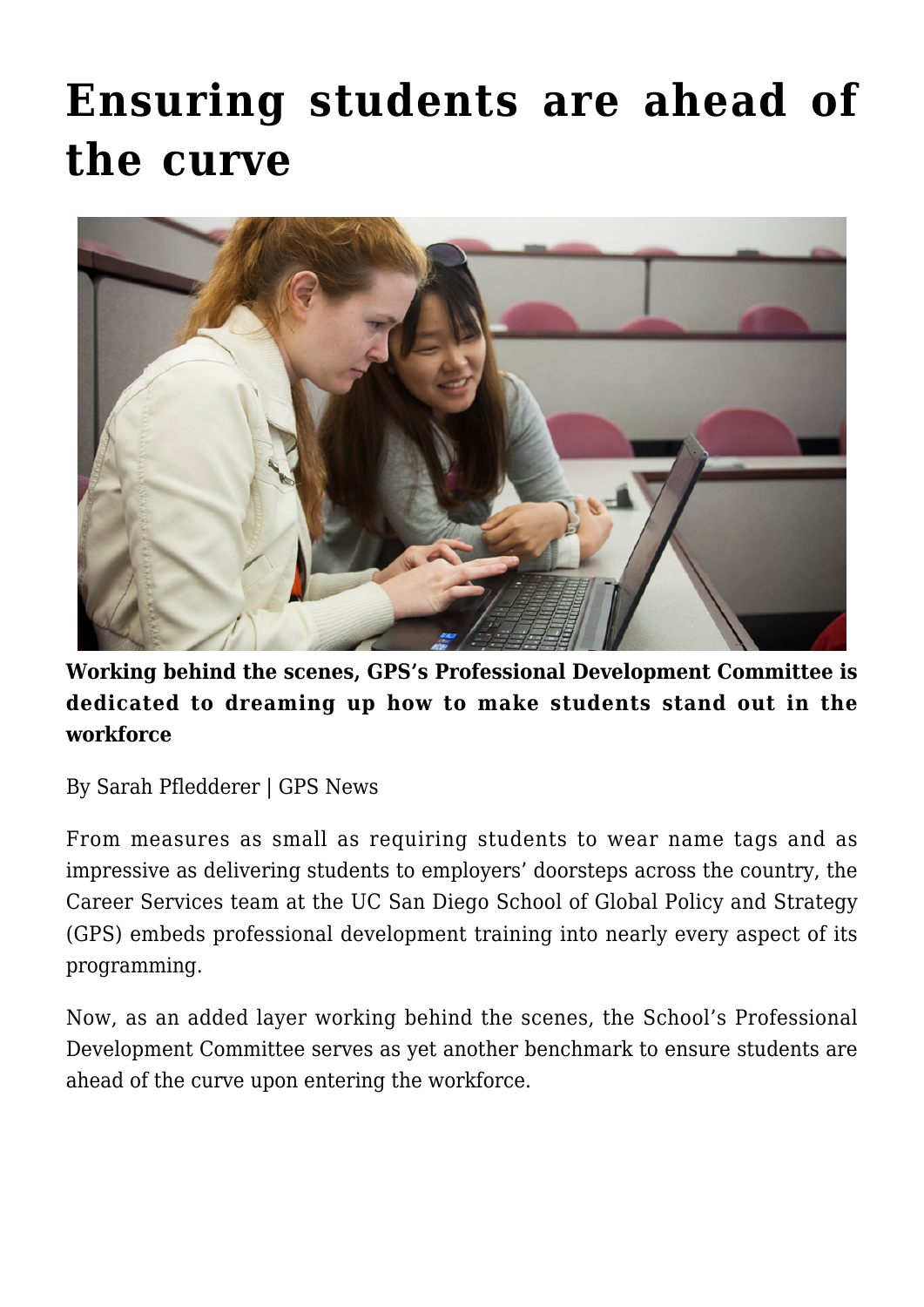# Ensuring students are ahead of the curve

**Working behind the scenes, GPS's Professional Development Committee is dedicated to dreaming up how to make students stand out in the workforce**

By Sarah Pfledderer | GPS News

From measures as small as requiring students to wear name tags and as impressive as delivering students to employers' doorsteps across the country, the Career Services team at the UC San Diego School of Global Policy and Strategy (GPS) embeds professional development training into nearly every aspect of its programming.

Now, as an added layer working behind the scenes, the School's Professional Development Committee serves as yet another benchmark to ensure students are ahead of the curve upon entering the workforce.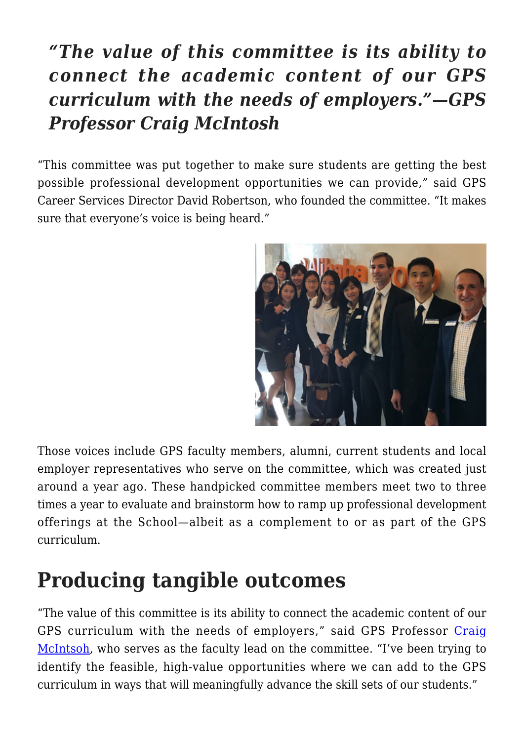***"The value of this committee is its ability to connect the academic content of our GPS curriculum with the needs of employers."—GPS Professor Craig McIntosh***

"This committee was put together to make sure students are getting the best possible professional development opportunities we can provide," said GPS Career Services Director David Robertson, who founded the committee. "It makes sure that everyone's voice is being heard."

Those voices include GPS faculty members, alumni, current students and local employer representatives who serve on the committee, which was created just around a year ago. These handpicked committee members meet two to three times a year to evaluate and brainstorm how to ramp up professional development offerings at the School—albeit as a complement to or as part of the GPS curriculum.

## Producing tangible outcomes

"The value of this committee is its ability to connect the academic content of our GPS curriculum with the needs of employers," said GPS Professor [Craig McIntsoh](), who serves as the faculty lead on the committee. "I've been trying to identify the feasible, high-value opportunities where we can add to the GPS curriculum in ways that will meaningfully advance the skill sets of our students."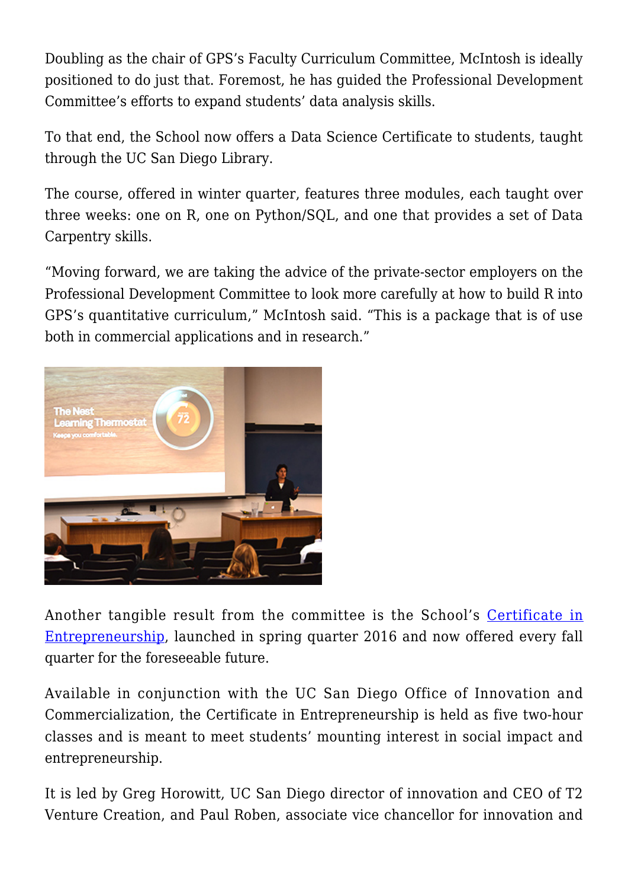Doubling as the chair of GPS's Faculty Curriculum Committee, McIntosh is ideally positioned to do just that. Foremost, he has guided the Professional Development Committee's efforts to expand students' data analysis skills.

To that end, the School now offers a Data Science Certificate to students, taught through the UC San Diego Library.

The course, offered in winter quarter, features three modules, each taught over three weeks: one on R, one on Python/SQL, and one that provides a set of Data Carpentry skills.

"Moving forward, we are taking the advice of the private-sector employers on the Professional Development Committee to look more carefully at how to build R into GPS's quantitative curriculum," McIntosh said. "This is a package that is of use both in commercial applications and in research."

Another tangible result from the committee is the School's [Certificate in Entrepreneurship](), launched in spring quarter 2016 and now offered every fall quarter for the foreseeable future.

Available in conjunction with the UC San Diego Office of Innovation and Commercialization, the Certificate in Entrepreneurship is held as five two-hour classes and is meant to meet students' mounting interest in social impact and entrepreneurship.

It is led by Greg Horowitt, UC San Diego director of innovation and CEO of T2 Venture Creation, and Paul Roben, associate vice chancellor for innovation and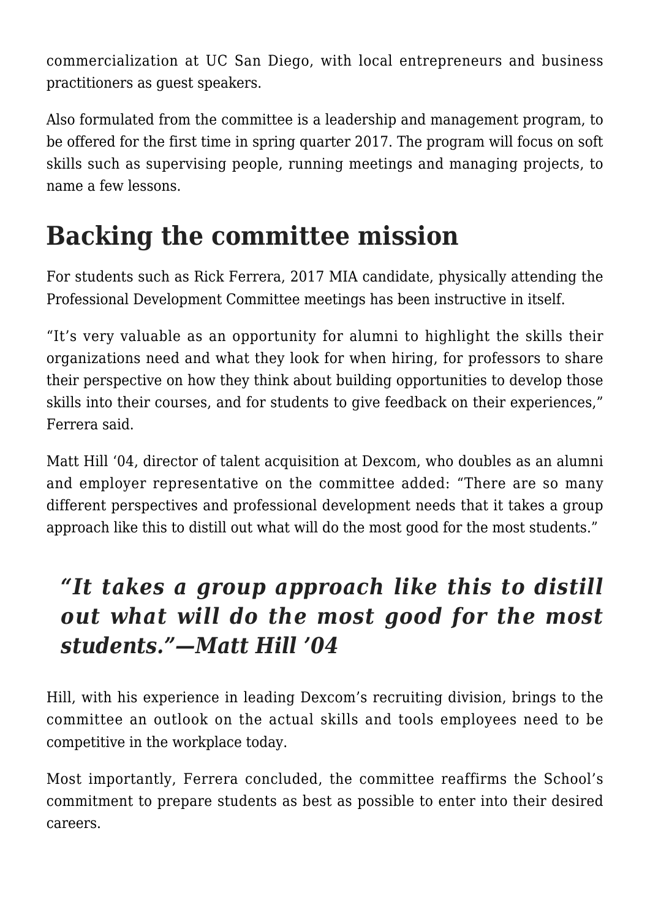commercialization at UC San Diego, with local entrepreneurs and business practitioners as guest speakers.

Also formulated from the committee is a leadership and management program, to be offered for the first time in spring quarter 2017. The program will focus on soft skills such as supervising people, running meetings and managing projects, to name a few lessons.

## Backing the committee mission

For students such as Rick Ferrera, 2017 MIA candidate, physically attending the Professional Development Committee meetings has been instructive in itself.

"It's very valuable as an opportunity for alumni to highlight the skills their organizations need and what they look for when hiring, for professors to share their perspective on how they think about building opportunities to develop those skills into their courses, and for students to give feedback on their experiences," Ferrera said.

Matt Hill '04, director of talent acquisition at Dexcom, who doubles as an alumni and employer representative on the committee added: "There are so many different perspectives and professional development needs that it takes a group approach like this to distill out what will do the most good for the most students."

> ***"It takes a group approach like this to distill out what will do the most good for the most students."—Matt Hill '04***

Hill, with his experience in leading Dexcom's recruiting division, brings to the committee an outlook on the actual skills and tools employees need to be competitive in the workplace today.

Most importantly, Ferrera concluded, the committee reaffirms the School's commitment to prepare students as best as possible to enter into their desired careers.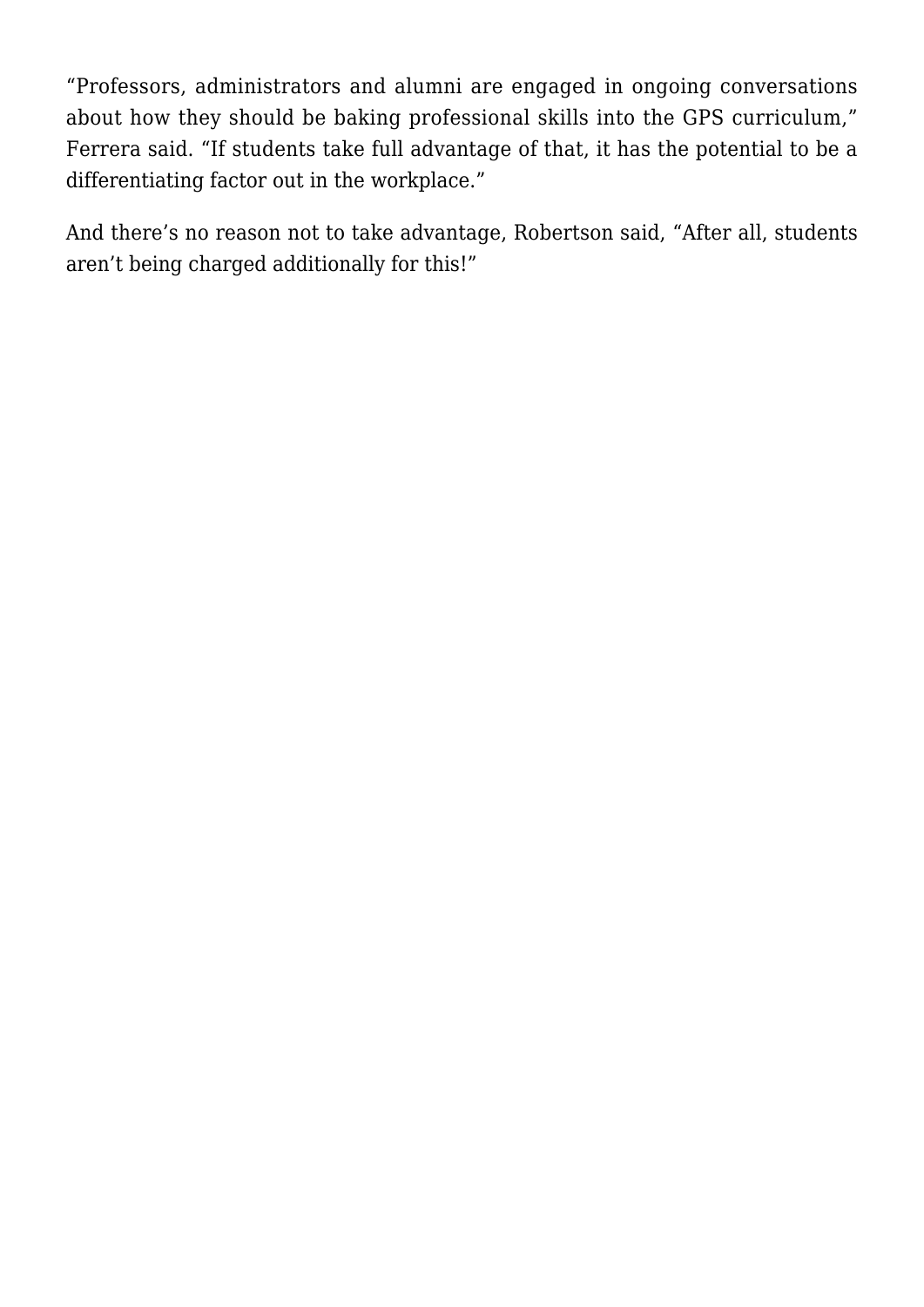"Professors, administrators and alumni are engaged in ongoing conversations about how they should be baking professional skills into the GPS curriculum," Ferrera said. "If students take full advantage of that, it has the potential to be a differentiating factor out in the workplace."

And there's no reason not to take advantage, Robertson said, "After all, students aren't being charged additionally for this!"